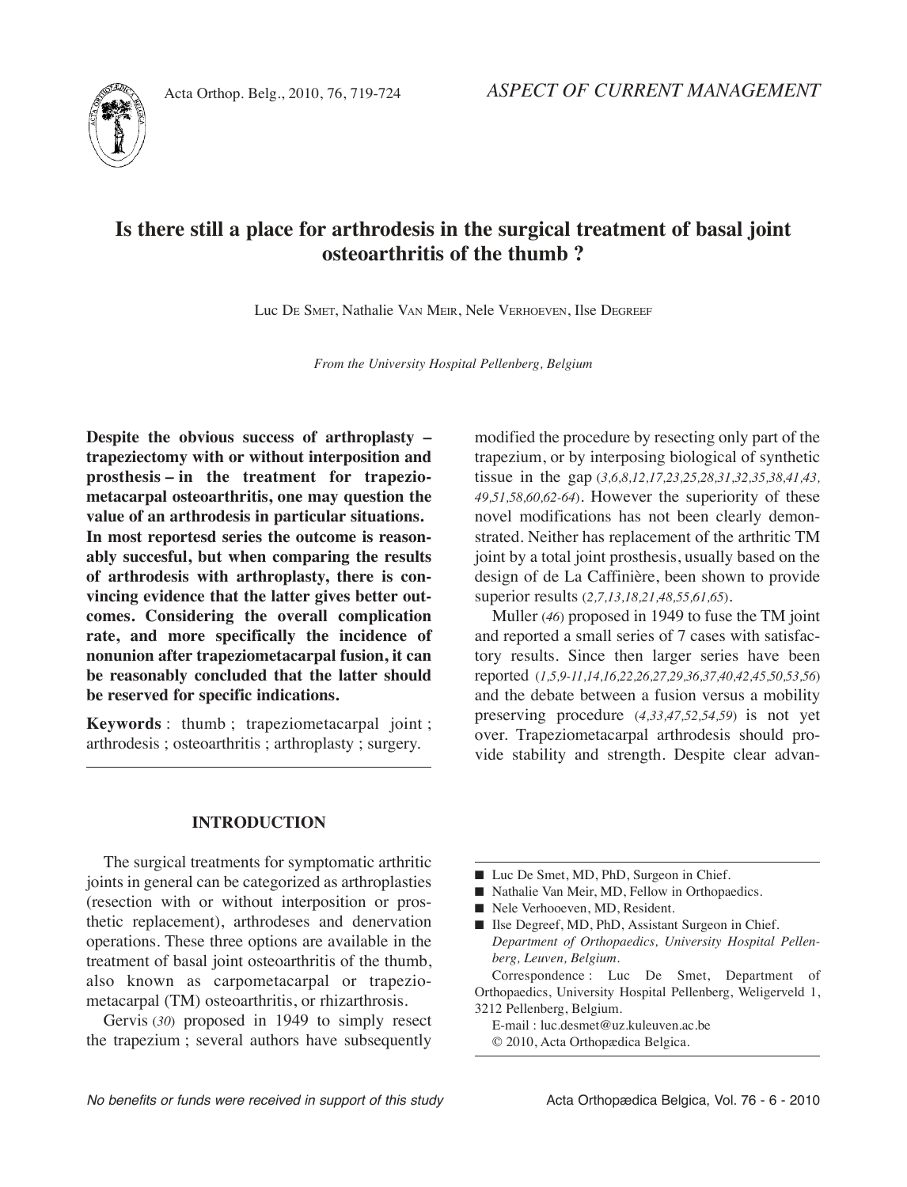ASPECT OF CURRENT MANAGEMENT

# Is there still a place for arthrodesis in the surgical treatment of basal joint osteoarthritis of the thumb ?

Luc De Smet, Nathalie Van Meir, Nele Verhoeven, Ilse Degreef

*From the University Hospital Pellenberg, Belgium*

**Despite the obvious success of arthroplasty – trapeziectomy with or without interposition and prosthesis – in the treatment for trapeziometacarpal osteoarthritis, one may question the value of an arthrodesis in particular situations. In most reportesd series the outcome is reasonably succesful, but when comparing the results of arthrodesis with arthroplasty, there is convincing evidence that the latter gives better outcomes. Considering the overall complication rate, and more specifically the incidence of nonunion after trapeziometacarpal fusion, it can be reasonably concluded that the latter should be reserved for specific indications.**

**Keywords** : thumb ; trapeziometacarpal joint ; arthrodesis ; osteoarthritis ; arthroplasty ; surgery.

## INTRODUCTION

The surgical treatments for symptomatic arthritic joints in general can be categorized as arthroplasties (resection with or without interposition or prosthetic replacement), arthrodeses and denervation operations. These three options are available in the treatment of basal joint osteoarthritis of the thumb, also known as carpometacarpal or trapeziometacarpal (TM) osteoarthritis, or rhizarthrosis.

Gervis (*30*) proposed in 1949 to simply resect the trapezium ; several authors have subsequently modified the procedure by resecting only part of the trapezium, or by interposing biological of synthetic tissue in the gap (*3,6,8,12,17,23,25,28,31,32,35,38,41,43,49,51,58,60,62-64*). However the superiority of these novel modifications has not been clearly demonstrated. Neither has replacement of the arthritic TM joint by a total joint prosthesis, usually based on the design of de La Caffinière, been shown to provide superior results (*2,7,13,18,21,48,55,61,65*).

Muller (*46*) proposed in 1949 to fuse the TM joint and reported a small series of 7 cases with satisfactory results. Since then larger series have been reported (*1,5,9-11,14,16,22,26,27,29,36,37,40,42,45,50,53,56*) and the debate between a fusion versus a mobility preserving procedure (*4,33,47,52,54,59*) is not yet over. Trapeziometacarpal arthrodesis should provide stability and strength. Despite clear advan-

■ Luc De Smet, MD, PhD, Surgeon in Chief.
■ Nathalie Van Meir, MD, Fellow in Orthopaedics.
■ Nele Verhooeven, MD, Resident.
■ Ilse Degreef, MD, PhD, Assistant Surgeon in Chief.
*Department of Orthopaedics, University Hospital Pellenberg, Leuven, Belgium.*
Correspondence : Luc De Smet, Department of Orthopaedics, University Hospital Pellenberg, Weligerveld 1, 3212 Pellenberg, Belgium.
E-mail : luc.desmet@uz.kuleuven.ac.be
© 2010, Acta Orthopædica Belgica.

*No benefits or funds were received in support of this study*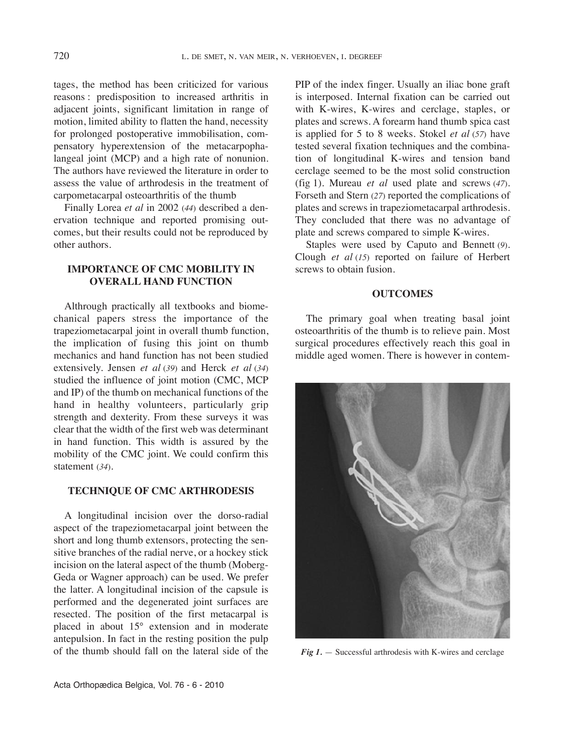tages, the method has been criticized for various reasons : predisposition to increased arthritis in adjacent joints, significant limitation in range of motion, limited ability to flatten the hand, necessity for prolonged postoperative immobilisation, compensatory hyperextension of the metacarpophalangeal joint (MCP) and a high rate of nonunion. The authors have reviewed the literature in order to assess the value of arthrodesis in the treatment of carpometacarpal osteoarthritis of the thumb

Finally Lorea *et al* in 2002 (44) described a denervation technique and reported promising outcomes, but their results could not be reproduced by other authors.

## IMPORTANCE OF CMC MOBILITY IN OVERALL HAND FUNCTION

Althrough practically all textbooks and biomechanical papers stress the importance of the trapeziometacarpal joint in overall thumb function, the implication of fusing this joint on thumb mechanics and hand function has not been studied extensively. Jensen *et al* (39) and Herck *et al* (34) studied the influence of joint motion (CMC, MCP and IP) of the thumb on mechanical functions of the hand in healthy volunteers, particularly grip strength and dexterity. From these surveys it was clear that the width of the first web was determinant in hand function. This width is assured by the mobility of the CMC joint. We could confirm this statement (34).

## TECHNIQUE OF CMC ARTHRODESIS

A longitudinal incision over the dorso-radial aspect of the trapeziometacarpal joint between the short and long thumb extensors, protecting the sensitive branches of the radial nerve, or a hockey stick incision on the lateral aspect of the thumb (Moberg-Geda or Wagner approach) can be used. We prefer the latter. A longitudinal incision of the capsule is performed and the degenerated joint surfaces are resected. The position of the first metacarpal is placed in about 15° extension and in moderate antepulsion. In fact in the resting position the pulp of the thumb should fall on the lateral side of the PIP of the index finger. Usually an iliac bone graft is interposed. Internal fixation can be carried out with K-wires, K-wires and cerclage, staples, or plates and screws. A forearm hand thumb spica cast is applied for 5 to 8 weeks. Stokel *et al* (57) have tested several fixation techniques and the combination of longitudinal K-wires and tension band cerclage seemed to be the most solid construction (fig 1). Mureau *et al* used plate and screws (47). Forseth and Stern (27) reported the complications of plates and screws in trapeziometacarpal arthrodesis. They concluded that there was no advantage of plate and screws compared to simple K-wires.

Staples were used by Caputo and Bennett (9). Clough *et al* (15) reported on failure of Herbert screws to obtain fusion.

## OUTCOMES

The primary goal when treating basal joint osteoarthritis of the thumb is to relieve pain. Most surgical procedures effectively reach this goal in middle aged women. There is however in contem-

***Fig 1.*** — Successful arthrodesis with K-wires and cerclage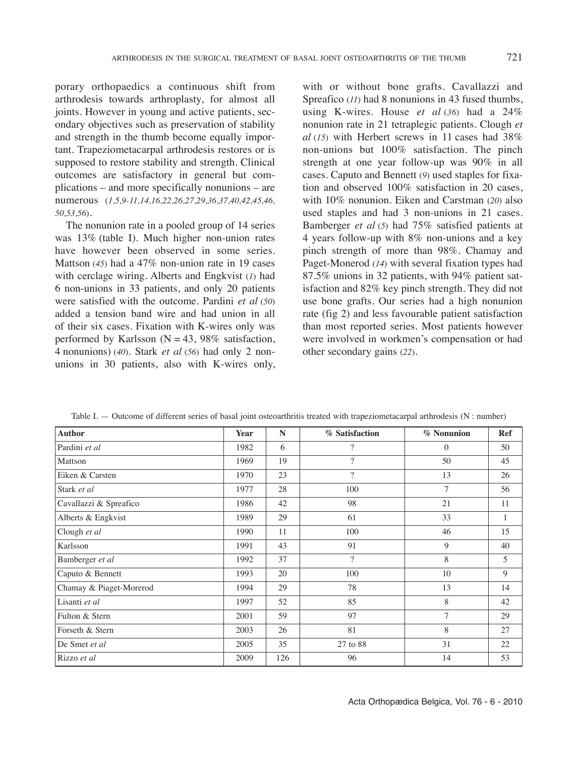porary orthopaedics a continuous shift from arthrodesis towards arthroplasty, for almost all joints. However in young and active patients, secondary objectives such as preservation of stability and strength in the thumb become equally important. Trapeziometacarpal arthrodesis restores or is supposed to restore stability and strength. Clinical outcomes are satisfactory in general but complications – and more specifically nonunions – are numerous (*1,5,9-11,14,16,22,26,27,29,36,37,40,42,45,46,50,53,56*).

The nonunion rate in a pooled group of 14 series was 13% (table I). Much higher non-union rates have however been observed in some series. Mattson (*45*) had a 47% non-union rate in 19 cases with cerclage wiring. Alberts and Engkvist (*1*) had 6 non-unions in 33 patients, and only 20 patients were satisfied with the outcome. Pardini *et al* (*50*) added a tension band wire and had union in all of their six cases. Fixation with K-wires only was performed by Karlsson (N = 43, 98% satisfaction, 4 nonunions) (*40*). Stark *et al* (*56*) had only 2 nonunions in 30 patients, also with K-wires only, with or without bone grafts. Cavallazzi and Spreafico (*11*) had 8 nonunions in 43 fused thumbs, using K-wires. House *et al* (*36*) had a 24% nonunion rate in 21 tetraplegic patients. Clough *et al* (*15*) with Herbert screws in 11 cases had 38% non-unions but 100% satisfaction. The pinch strength at one year follow-up was 90% in all cases. Caputo and Bennett (*9*) used staples for fixation and observed 100% satisfaction in 20 cases, with 10% nonunion. Eiken and Carstman (*20*) also used staples and had 3 non-unions in 21 cases. Bamberger *et al* (*5*) had 75% satisfied patients at 4 years follow-up with 8% non-unions and a key pinch strength of more than 98%. Chamay and Paget-Monerod (*14*) with several fixation types had 87.5% unions in 32 patients, with 94% patient satisfaction and 82% key pinch strength. They did not use bone grafts. Our series had a high nonunion rate (fig 2) and less favourable patient satisfaction than most reported series. Most patients however were involved in workmen's compensation or had other secondary gains (*22*).

Table I. — Outcome of different series of basal joint osteoarthritis treated with trapeziometacarpal arthrodesis (N : number)

| Author | Year | N | % Satisfaction | % Nonunion | Ref |
|---|---|---|---|---|---|
| Pardini *et al* | 1982 | 6 | ? | 0 | 50 |
| Mattson | 1969 | 19 | ? | 50 | 45 |
| Eiken & Carsten | 1970 | 23 | ? | 13 | 26 |
| Stark *et al* | 1977 | 28 | 100 | 7 | 56 |
| Cavallazzi & Spreafico | 1986 | 42 | 98 | 21 | 11 |
| Alberts & Engkvist | 1989 | 29 | 61 | 33 | 1 |
| Clough *et al* | 1990 | 11 | 100 | 46 | 15 |
| Karlsson | 1991 | 43 | 91 | 9 | 40 |
| Bamberger *et al* | 1992 | 37 | ? | 8 | 5 |
| Caputo & Bennett | 1993 | 20 | 100 | 10 | 9 |
| Chamay & Piaget-Morerod | 1994 | 29 | 78 | 13 | 14 |
| Lisanti *et al* | 1997 | 52 | 85 | 8 | 42 |
| Fulton & Stern | 2001 | 59 | 97 | 7 | 29 |
| Forseth & Stern | 2003 | 26 | 81 | 8 | 27 |
| De Smet *et al* | 2005 | 35 | 27 to 88 | 31 | 22 |
| Rizzo *et al* | 2009 | 126 | 96 | 14 | 53 |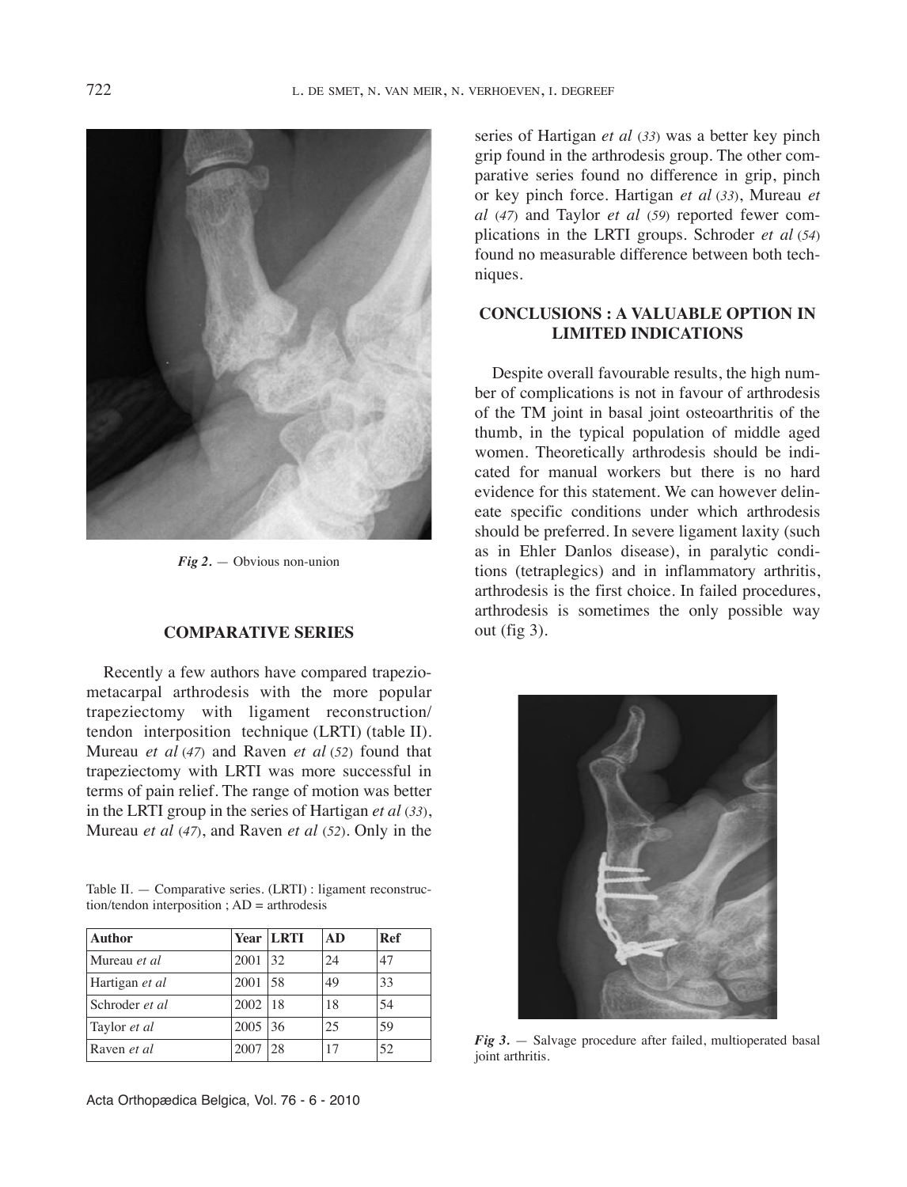*Fig 2.* — Obvious non-union

## COMPARATIVE SERIES

Recently a few authors have compared trapeziometacarpal arthrodesis with the more popular trapeziectomy with ligament reconstruction/tendon interposition technique (LRTI) (table II). Mureau *et al* (*47*) and Raven *et al* (*52*) found that trapeziectomy with LRTI was more successful in terms of pain relief. The range of motion was better in the LRTI group in the series of Hartigan *et al* (*33*), Mureau *et al* (*47*), and Raven *et al* (*52*). Only in the series of Hartigan *et al* (*33*) was a better key pinch grip found in the arthrodesis group. The other comparative series found no difference in grip, pinch or key pinch force. Hartigan *et al* (*33*), Mureau *et al* (*47*) and Taylor *et al* (*59*) reported fewer complications in the LRTI groups. Schroder *et al* (*54*) found no measurable difference between both techniques.

Table II. — Comparative series. (LRTI) : ligament reconstruction/tendon interposition ; AD = arthrodesis

| Author | Year | LRTI | AD | Ref |
|---|---|---|---|---|
| Mureau *et al* | 2001 | 32 | 24 | 47 |
| Hartigan *et al* | 2001 | 58 | 49 | 33 |
| Schroder *et al* | 2002 | 18 | 18 | 54 |
| Taylor *et al* | 2005 | 36 | 25 | 59 |
| Raven *et al* | 2007 | 28 | 17 | 52 |

## CONCLUSIONS : A VALUABLE OPTION IN LIMITED INDICATIONS

Despite overall favourable results, the high number of complications is not in favour of arthrodesis of the TM joint in basal joint osteoarthritis of the thumb, in the typical population of middle aged women. Theoretically arthrodesis should be indicated for manual workers but there is no hard evidence for this statement. We can however delineate specific conditions under which arthrodesis should be preferred. In severe ligament laxity (such as in Ehler Danlos disease), in paralytic conditions (tetraplegics) and in inflammatory arthritis, arthrodesis is the first choice. In failed procedures, arthrodesis is sometimes the only possible way out (fig 3).

*Fig 3.* — Salvage procedure after failed, multioperated basal joint arthritis.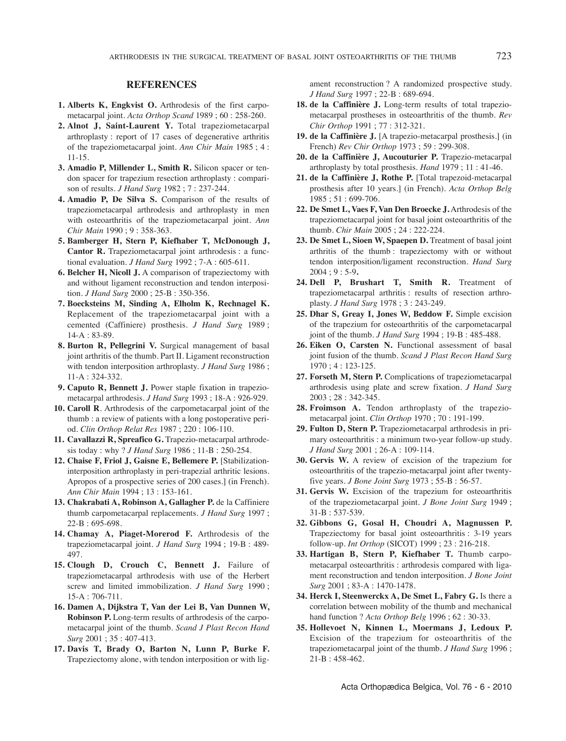## REFERENCES

1. **Alberts K, Engkvist O.** Arthrodesis of the first carpometacarpal joint. *Acta Orthop Scand* 1989 ; 60 : 258-260.
2. **Alnot J, Saint-Laurent Y.** Total trapeziometacarpal arthroplasty : report of 17 cases of degenerative arthritis of the trapeziometacarpal joint. *Ann Chir Main* 1985 ; 4 : 11-15.
3. **Amadio P, Millender L, Smith R.** Silicon spacer or tendon spacer for trapezium resection arthroplasty : comparison of results. *J Hand Surg* 1982 ; 7 : 237-244.
4. **Amadio P, De Silva S.** Comparison of the results of trapeziometacarpal arthrodesis and arthroplasty in men with osteoarthritis of the trapeziometacarpal joint. *Ann Chir Main* 1990 ; 9 : 358-363.
5. **Bamberger H, Stern P, Kiefhaber T, McDonough J, Cantor R.** Trapeziometacarpal joint arthrodesis : a functional evaluation. *J Hand Surg* 1992 ; 7-A : 605-611.
6. **Belcher H, Nicoll J.** A comparison of trapeziectomy with and without ligament reconstruction and tendon interposition. *J Hand Surg* 2000 ; 25-B : 350-356.
7. **Boecksteins M, Sinding A, Elholm K, Rechnagel K.** Replacement of the trapeziometacarpal joint with a cemented (Caffiniere) prosthesis. *J Hand Surg* 1989 ; 14-A : 83-89.
8. **Burton R, Pellegrini V.** Surgical management of basal joint arthritis of the thumb. Part II. Ligament reconstruction with tendon interposition arthroplasty. *J Hand Surg* 1986 ; 11-A : 324-332.
9. **Caputo R, Bennett J.** Power staple fixation in trapeziometacarpal arthrodesis. *J Hand Surg* 1993 ; 18-A : 926-929.
10. **Caroll R**. Arthrodesis of the carpometacarpal joint of the thumb : a review of patients with a long postoperative period. *Clin Orthop Relat Res* 1987 ; 220 : 106-110.
11. **Cavallazzi R, Spreafico G.** Trapezio-metacarpal arthrodesis today : why ? *J Hand Surg* 1986 ; 11-B : 250-254.
12. **Chaise F, Friol J, Gaisne E, Bellemere P.** [Stabilization-interposition arthroplasty in peri-trapezial arthritic lesions. Apropos of a prospective series of 200 cases.] (in French). *Ann Chir Main* 1994 ; 13 : 153-161.
13. **Chakrabati A, Robinson A, Gallagher P.** de la Caffiniere thumb carpometacarpal replacements. *J Hand Surg* 1997 ; 22-B : 695-698.
14. **Chamay A, Piaget-Morerod F.** Arthrodesis of the trapeziometacarpal joint. *J Hand Surg* 1994 ; 19-B : 489-497.
15. **Clough D, Crouch C, Bennett J.** Failure of trapeziometacarpal arthrodesis with use of the Herbert screw and limited immobilization. *J Hand Surg* 1990 ; 15-A : 706-711.
16. **Damen A, Dijkstra T, Van der Lei B, Van Dunnen W, Robinson P.** Long-term results of arthrodesis of the carpometacarpal joint of the thumb. *Scand J Plast Recon Hand Surg* 2001 ; 35 : 407-413.
17. **Davis T, Brady O, Barton N, Lunn P, Burke F.** Trapeziectomy alone, with tendon interposition or with ligament reconstruction ? A randomized prospective study. *J Hand Surg* 1997 ; 22-B : 689-694.
18. **de la Caffinière J.** Long-term results of total trapeziometacarpal prostheses in osteoarthritis of the thumb. *Rev Chir Orthop* 1991 ; 77 : 312-321.
19. **de la Caffinière J.** [A trapezio-metacarpal prosthesis.] (in French) *Rev Chir Orthop* 1973 ; 59 : 299-308.
20. **de la Caffinière J, Aucouturier P.** Trapezio-metacarpal arthroplasty by total prosthesis. *Hand* 1979 ; 11 : 41-46.
21. **de la Caffinière J, Rothe P.** [Total trapezoid-metacarpal prosthesis after 10 years.] (in French). *Acta Orthop Belg* 1985 ; 51 : 699-706.
22. **De Smet L, Vaes F, Van Den Broecke J.** Arthrodesis of the trapeziometacarpal joint for basal joint osteoarthritis of the thumb. *Chir Main* 2005 ; 24 : 222-224.
23. **De Smet L, Sioen W, Spaepen D.** Treatment of basal joint arthritis of the thumb : trapeziectomy with or without tendon interposition/ligament reconstruction. *Hand Surg* 2004 ; 9 : 5-9**.**
24. **Dell P, Brushart T, Smith R.** Treatment of trapeziometacarpal arthritis : results of resection arthroplasty. *J Hand Surg* 1978 ; 3 : 243-249.
25. **Dhar S, Greay I, Jones W, Beddow F.** Simple excision of the trapezium for osteoarthritis of the carpometacarpal joint of the thumb. *J Hand Surg* 1994 ; 19-B : 485-488.
26. **Eiken O, Carsten N.** Functional assessment of basal joint fusion of the thumb. *Scand J Plast Recon Hand Surg* 1970 ; 4 : 123-125.
27. **Forseth M, Stern P.** Complications of trapeziometacarpal arthrodesis using plate and screw fixation. *J Hand Surg* 2003 ; 28 : 342-345.
28. **Froimson A.** Tendon arthroplasty of the trapeziometacarpal joint. *Clin Orthop* 1970 ; 70 : 191-199.
29. **Fulton D, Stern P.** Trapeziometacarpal arthrodesis in primary osteoarthritis : a minimum two-year follow-up study. *J Hand Surg* 2001 ; 26-A : 109-114.
30. **Gervis W.** A review of excision of the trapezium for osteoarthritis of the trapezio-metacarpal joint after twenty-five years. *J Bone Joint Surg* 1973 ; 55-B : 56-57.
31. **Gervis W.** Excision of the trapezium for osteoarthritis of the trapeziometacarpal joint. *J Bone Joint Surg* 1949 ; 31-B : 537-539.
32. **Gibbons G, Gosal H, Choudri A, Magnussen P.** Trapeziectomy for basal joint osteoarthritis : 3-19 years follow-up. *Int Orthop* (SICOT) 1999 ; 23 : 216-218.
33. **Hartigan B, Stern P, Kiefhaber T.** Thumb carpometacarpal osteoarthritis : arthrodesis compared with ligament reconstruction and tendon interposition. *J Bone Joint Surg* 2001 ; 83-A : 1470-1478.
34. **Herck I, Steenwerckx A, De Smet L, Fabry G.** Is there a correlation between mobility of the thumb and mechanical hand function ? *Acta Orthop Belg* 1996 ; 62 : 30-33.
35. **Hollevoet N, Kinnen L, Moermans J, Ledoux P.** Excision of the trapezium for osteoarthritis of the trapeziometacarpal joint of the thumb. *J Hand Surg* 1996 ; 21-B : 458-462.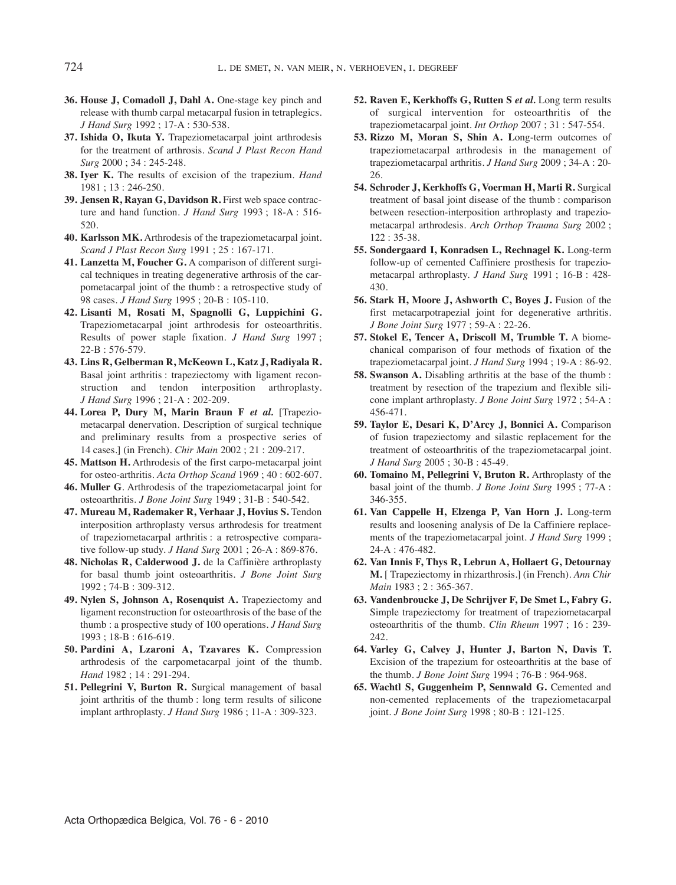**36. House J, Comadoll J, Dahl A.** One-stage key pinch and release with thumb carpal metacarpal fusion in tetraplegics. *J Hand Surg* 1992 ; 17-A : 530-538.

**37. Ishida O, Ikuta Y.** Trapeziometacarpal joint arthrodesis for the treatment of arthrosis. *Scand J Plast Recon Hand Surg* 2000 ; 34 : 245-248.

**38. Iyer K.** The results of excision of the trapezium. *Hand* 1981 ; 13 : 246-250.

**39. Jensen R, Rayan G, Davidson R.** First web space contracture and hand function. *J Hand Surg* 1993 ; 18-A : 516-520.

**40. Karlsson MK.** Arthrodesis of the trapeziometacarpal joint. *Scand J Plast Recon Surg* 1991 ; 25 : 167-171.

**41. Lanzetta M, Foucher G.** A comparison of different surgical techniques in treating degenerative arthrosis of the carpometacarpal joint of the thumb : a retrospective study of 98 cases. *J Hand Surg* 1995 ; 20-B : 105-110.

**42. Lisanti M, Rosati M, Spagnolli G, Luppichini G.** Trapeziometacarpal joint arthrodesis for osteoarthritis. Results of power staple fixation. *J Hand Surg* 1997 ; 22-B : 576-579.

**43. Lins R, Gelberman R, McKeown L, Katz J, Radiyala R.** Basal joint arthritis : trapeziectomy with ligament reconstruction and tendon interposition arthroplasty. *J Hand Surg* 1996 ; 21-A : 202-209.

**44. Lorea P, Dury M, Marin Braun F *et al.*** [Trapeziometacarpal denervation. Description of surgical technique and preliminary results from a prospective series of 14 cases.] (in French). *Chir Main* 2002 ; 21 : 209-217.

**45. Mattson H.** Arthrodesis of the first carpo-metacarpal joint for osteo-arthritis. *Acta Orthop Scand* 1969 ; 40 : 602-607.

**46. Muller G**. Arthrodesis of the trapeziometacarpal joint for osteoarthritis. *J Bone Joint Surg* 1949 ; 31-B : 540-542.

**47. Mureau M, Rademaker R, Verhaar J, Hovius S.** Tendon interposition arthroplasty versus arthrodesis for treatment of trapeziometacarpal arthritis : a retrospective comparative follow-up study. *J Hand Surg* 2001 ; 26-A : 869-876.

**48. Nicholas R, Calderwood J.** de la Caffinière arthroplasty for basal thumb joint osteoarthritis. *J Bone Joint Surg* 1992 ; 74-B : 309-312.

**49. Nylen S, Johnson A, Rosenquist A.** Trapeziectomy and ligament reconstruction for osteoarthrosis of the base of the thumb : a prospective study of 100 operations. *J Hand Surg* 1993 ; 18-B : 616-619.

**50. Pardini A, Lzaroni A, Tzavares K.** Compression arthrodesis of the carpometacarpal joint of the thumb. *Hand* 1982 ; 14 : 291-294.

**51. Pellegrini V, Burton R.** Surgical management of basal joint arthritis of the thumb : long term results of silicone implant arthroplasty. *J Hand Surg* 1986 ; 11-A : 309-323.

**52. Raven E, Kerkhoffs G, Rutten S *et al.*** Long term results of surgical intervention for osteoarthritis of the trapeziometacarpal joint. *Int Orthop* 2007 ; 31 : 547-554.

**53. Rizzo M, Moran S, Shin A.** Long-term outcomes of trapeziometacarpal arthrodesis in the management of trapeziometacarpal arthritis. *J Hand Surg* 2009 ; 34-A : 20-26.

**54. Schroder J, Kerkhoffs G, Voerman H, Marti R.** Surgical treatment of basal joint disease of the thumb : comparison between resection-interposition arthroplasty and trapeziometacarpal arthrodesis. *Arch Orthop Trauma Surg* 2002 ; 122 : 35-38.

**55. Sondergaard I, Konradsen L, Rechnagel K.** Long-term follow-up of cemented Caffiniere prosthesis for trapeziometacarpal arthroplasty. *J Hand Surg* 1991 ; 16-B : 428-430.

**56. Stark H, Moore J, Ashworth C, Boyes J.** Fusion of the first metacarpotrapezial joint for degenerative arthritis. *J Bone Joint Surg* 1977 ; 59-A : 22-26.

**57. Stokel E, Tencer A, Driscoll M, Trumble T.** A biomechanical comparison of four methods of fixation of the trapeziometacarpal joint. *J Hand Surg* 1994 ; 19-A : 86-92.

**58. Swanson A.** Disabling arthritis at the base of the thumb : treatment by resection of the trapezium and flexible silicone implant arthroplasty. *J Bone Joint Surg* 1972 ; 54-A : 456-471.

**59. Taylor E, Desari K, D'Arcy J, Bonnici A.** Comparison of fusion trapeziectomy and silastic replacement for the treatment of osteoarthritis of the trapeziometacarpal joint. *J Hand Surg* 2005 ; 30-B : 45-49.

**60. Tomaino M, Pellegrini V, Bruton R.** Arthroplasty of the basal joint of the thumb. *J Bone Joint Surg* 1995 ; 77-A : 346-355.

**61. Van Cappelle H, Elzenga P, Van Horn J.** Long-term results and loosening analysis of De la Caffiniere replacements of the trapeziometacarpal joint. *J Hand Surg* 1999 ; 24-A : 476-482.

**62. Van Innis F, Thys R, Lebrun A, Hollaert G, Detournay M.** [ Trapeziectomy in rhizarthrosis.] (in French). *Ann Chir Main* 1983 ; 2 : 365-367.

**63. Vandenbroucke J, De Schrijver F, De Smet L, Fabry G.** Simple trapeziectomy for treatment of trapeziometacarpal osteoarthritis of the thumb. *Clin Rheum* 1997 ; 16 : 239-242.

**64. Varley G, Calvey J, Hunter J, Barton N, Davis T.** Excision of the trapezium for osteoarthritis at the base of the thumb. *J Bone Joint Surg* 1994 ; 76-B : 964-968.

**65. Wachtl S, Guggenheim P, Sennwald G.** Cemented and non-cemented replacements of the trapeziometacarpal joint. *J Bone Joint Surg* 1998 ; 80-B : 121-125.